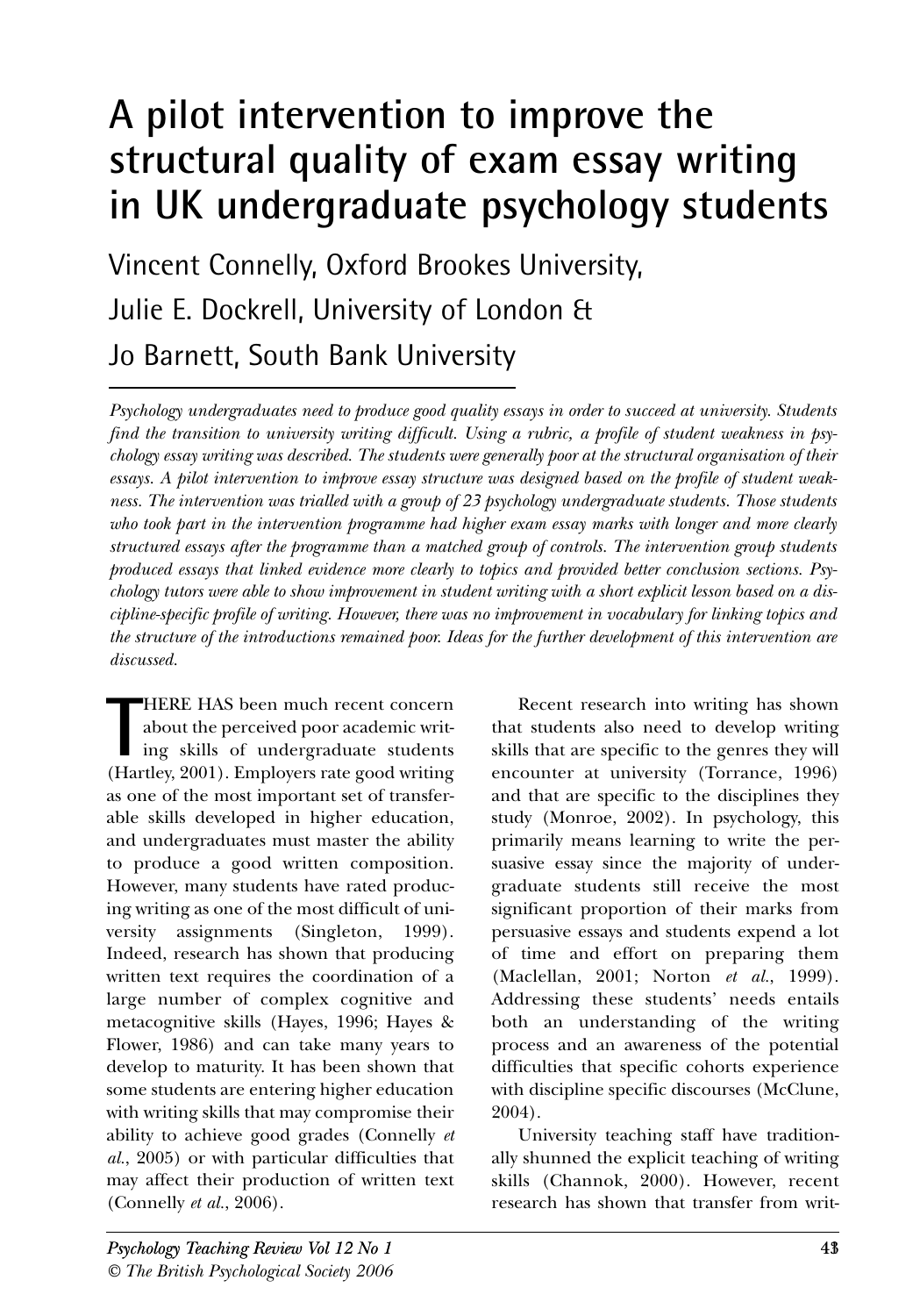# A pilot intervention to improve the structural quality of exam essay writing in UK undergraduate psychology students

Vincent Connelly, Oxford Brookes University,
Julie E. Dockrell, University of London &
Jo Barnett, South Bank University

*Psychology undergraduates need to produce good quality essays in order to succeed at university. Students find the transition to university writing difficult. Using a rubric, a profile of student weakness in psychology essay writing was described. The students were generally poor at the structural organisation of their essays. A pilot intervention to improve essay structure was designed based on the profile of student weakness. The intervention was trialled with a group of 23 psychology undergraduate students. Those students who took part in the intervention programme had higher exam essay marks with longer and more clearly structured essays after the programme than a matched group of controls. The intervention group students produced essays that linked evidence more clearly to topics and provided better conclusion sections. Psychology tutors were able to show improvement in student writing with a short explicit lesson based on a discipline-specific profile of writing. However, there was no improvement in vocabulary for linking topics and the structure of the introductions remained poor. Ideas for the further development of this intervention are discussed.*

THERE HAS been much recent concern about the perceived poor academic writing skills of undergraduate students (Hartley, 2001). Employers rate good writing as one of the most important set of transferable skills developed in higher education, and undergraduates must master the ability to produce a good written composition. However, many students have rated producing writing as one of the most difficult of university assignments (Singleton, 1999). Indeed, research has shown that producing written text requires the coordination of a large number of complex cognitive and metacognitive skills (Hayes, 1996; Hayes & Flower, 1986) and can take many years to develop to maturity. It has been shown that some students are entering higher education with writing skills that may compromise their ability to achieve good grades (Connelly *et al.*, 2005) or with particular difficulties that may affect their production of written text (Connelly *et al.*, 2006).

Recent research into writing has shown that students also need to develop writing skills that are specific to the genres they will encounter at university (Torrance, 1996) and that are specific to the disciplines they study (Monroe, 2002). In psychology, this primarily means learning to write the persuasive essay since the majority of undergraduate students still receive the most significant proportion of their marks from persuasive essays and students expend a lot of time and effort on preparing them (Maclellan, 2001; Norton *et al.*, 1999). Addressing these students' needs entails both an understanding of the writing process and an awareness of the potential difficulties that specific cohorts experience with discipline specific discourses (McClune, 2004).

University teaching staff have traditionally shunned the explicit teaching of writing skills (Channok, 2000). However, recent research has shown that transfer from writ-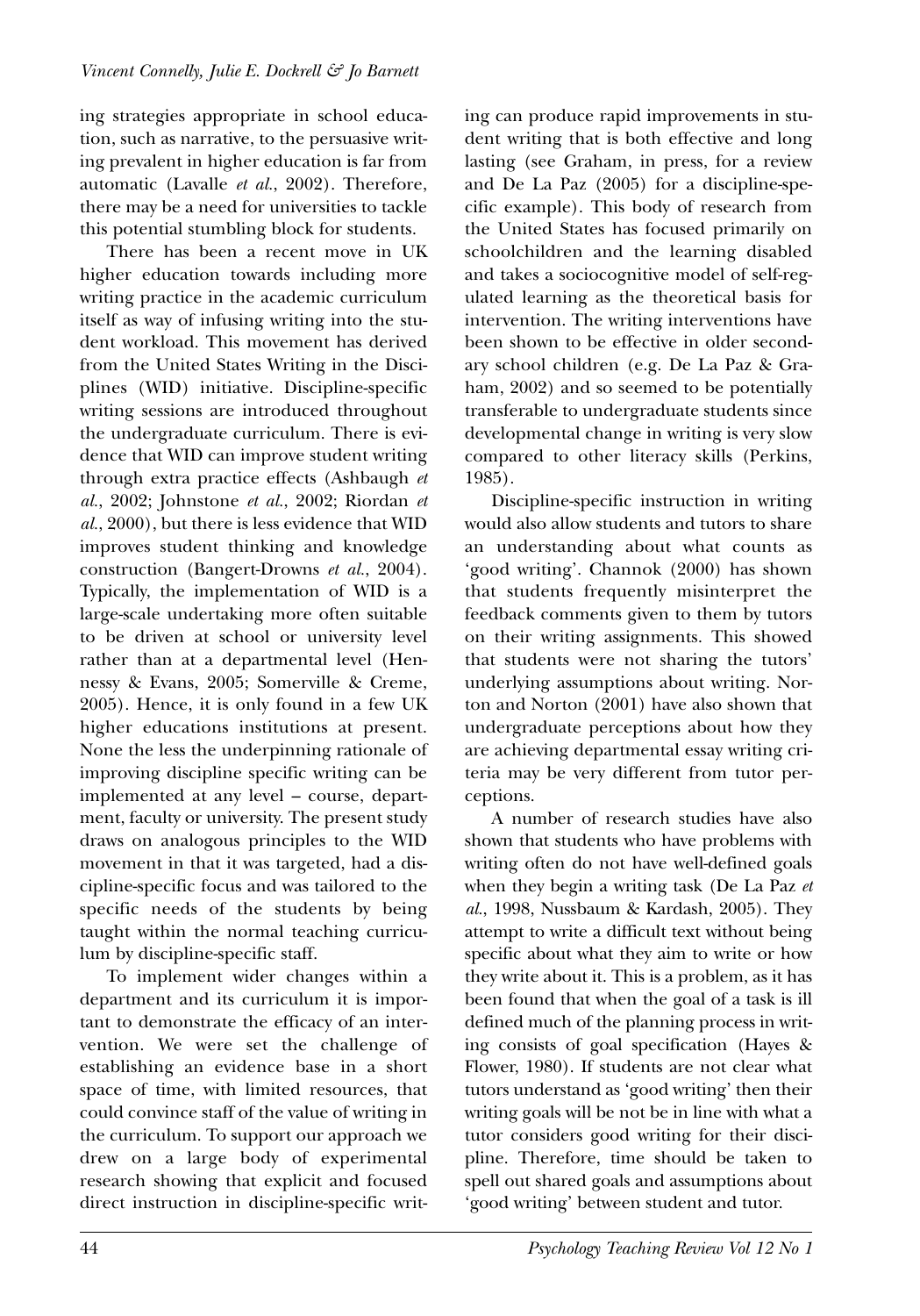ing strategies appropriate in school education, such as narrative, to the persuasive writing prevalent in higher education is far from automatic (Lavalle *et al.*, 2002). Therefore, there may be a need for universities to tackle this potential stumbling block for students.

There has been a recent move in UK higher education towards including more writing practice in the academic curriculum itself as way of infusing writing into the student workload. This movement has derived from the United States Writing in the Disciplines (WID) initiative. Discipline-specific writing sessions are introduced throughout the undergraduate curriculum. There is evidence that WID can improve student writing through extra practice effects (Ashbaugh *et al.*, 2002; Johnstone *et al.*, 2002; Riordan *et al.*, 2000), but there is less evidence that WID improves student thinking and knowledge construction (Bangert-Drowns *et al.*, 2004). Typically, the implementation of WID is a large-scale undertaking more often suitable to be driven at school or university level rather than at a departmental level (Hennessy & Evans, 2005; Somerville & Creme, 2005). Hence, it is only found in a few UK higher educations institutions at present. None the less the underpinning rationale of improving discipline specific writing can be implemented at any level – course, department, faculty or university. The present study draws on analogous principles to the WID movement in that it was targeted, had a discipline-specific focus and was tailored to the specific needs of the students by being taught within the normal teaching curriculum by discipline-specific staff.

To implement wider changes within a department and its curriculum it is important to demonstrate the efficacy of an intervention. We were set the challenge of establishing an evidence base in a short space of time, with limited resources, that could convince staff of the value of writing in the curriculum. To support our approach we drew on a large body of experimental research showing that explicit and focused direct instruction in discipline-specific writing can produce rapid improvements in student writing that is both effective and long lasting (see Graham, in press, for a review and De La Paz (2005) for a discipline-specific example). This body of research from the United States has focused primarily on schoolchildren and the learning disabled and takes a sociocognitive model of self-regulated learning as the theoretical basis for intervention. The writing interventions have been shown to be effective in older secondary school children (e.g. De La Paz & Graham, 2002) and so seemed to be potentially transferable to undergraduate students since developmental change in writing is very slow compared to other literacy skills (Perkins, 1985).

Discipline-specific instruction in writing would also allow students and tutors to share an understanding about what counts as 'good writing'. Channok (2000) has shown that students frequently misinterpret the feedback comments given to them by tutors on their writing assignments. This showed that students were not sharing the tutors' underlying assumptions about writing. Norton and Norton (2001) have also shown that undergraduate perceptions about how they are achieving departmental essay writing criteria may be very different from tutor perceptions.

A number of research studies have also shown that students who have problems with writing often do not have well-defined goals when they begin a writing task (De La Paz *et al.*, 1998, Nussbaum & Kardash, 2005). They attempt to write a difficult text without being specific about what they aim to write or how they write about it. This is a problem, as it has been found that when the goal of a task is ill defined much of the planning process in writing consists of goal specification (Hayes & Flower, 1980). If students are not clear what tutors understand as 'good writing' then their writing goals will be not be in line with what a tutor considers good writing for their discipline. Therefore, time should be taken to spell out shared goals and assumptions about 'good writing' between student and tutor.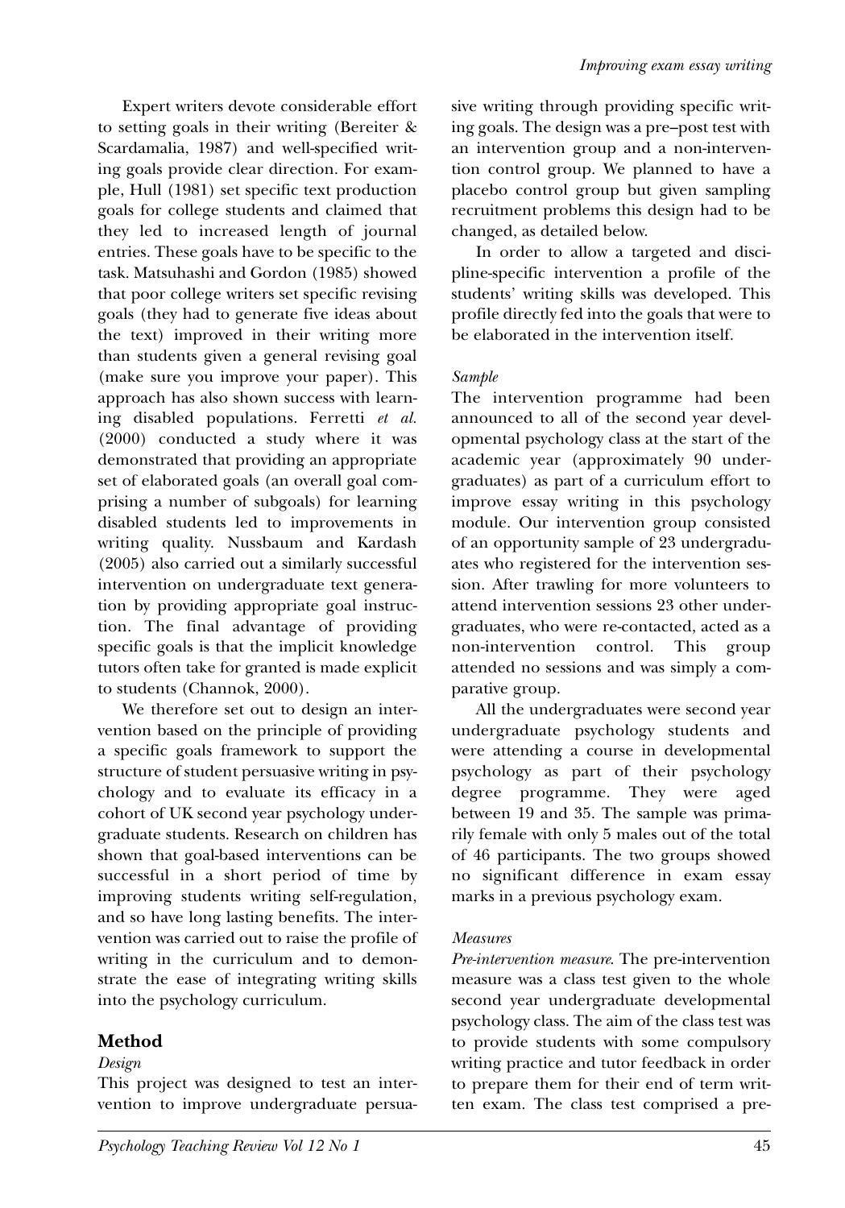Expert writers devote considerable effort to setting goals in their writing (Bereiter & Scardamalia, 1987) and well-specified writing goals provide clear direction. For example, Hull (1981) set specific text production goals for college students and claimed that they led to increased length of journal entries. These goals have to be specific to the task. Matsuhashi and Gordon (1985) showed that poor college writers set specific revising goals (they had to generate five ideas about the text) improved in their writing more than students given a general revising goal (make sure you improve your paper). This approach has also shown success with learning disabled populations. Ferretti *et al.* (2000) conducted a study where it was demonstrated that providing an appropriate set of elaborated goals (an overall goal comprising a number of subgoals) for learning disabled students led to improvements in writing quality. Nussbaum and Kardash (2005) also carried out a similarly successful intervention on undergraduate text generation by providing appropriate goal instruction. The final advantage of providing specific goals is that the implicit knowledge tutors often take for granted is made explicit to students (Channok, 2000).

We therefore set out to design an intervention based on the principle of providing a specific goals framework to support the structure of student persuasive writing in psychology and to evaluate its efficacy in a cohort of UK second year psychology undergraduate students. Research on children has shown that goal-based interventions can be successful in a short period of time by improving students writing self-regulation, and so have long lasting benefits. The intervention was carried out to raise the profile of writing in the curriculum and to demonstrate the ease of integrating writing skills into the psychology curriculum.

## Method

### *Design*

This project was designed to test an intervention to improve undergraduate persuasive writing through providing specific writing goals. The design was a pre–post test with an intervention group and a non-intervention control group. We planned to have a placebo control group but given sampling recruitment problems this design had to be changed, as detailed below.

In order to allow a targeted and discipline-specific intervention a profile of the students' writing skills was developed. This profile directly fed into the goals that were to be elaborated in the intervention itself.

### *Sample*

The intervention programme had been announced to all of the second year developmental psychology class at the start of the academic year (approximately 90 undergraduates) as part of a curriculum effort to improve essay writing in this psychology module. Our intervention group consisted of an opportunity sample of 23 undergraduates who registered for the intervention session. After trawling for more volunteers to attend intervention sessions 23 other undergraduates, who were re-contacted, acted as a non-intervention control. This group attended no sessions and was simply a comparative group.

All the undergraduates were second year undergraduate psychology students and were attending a course in developmental psychology as part of their psychology degree programme. They were aged between 19 and 35. The sample was primarily female with only 5 males out of the total of 46 participants. The two groups showed no significant difference in exam essay marks in a previous psychology exam.

### *Measures*

*Pre-intervention measure.* The pre-intervention measure was a class test given to the whole second year undergraduate developmental psychology class. The aim of the class test was to provide students with some compulsory writing practice and tutor feedback in order to prepare them for their end of term written exam. The class test comprised a pre-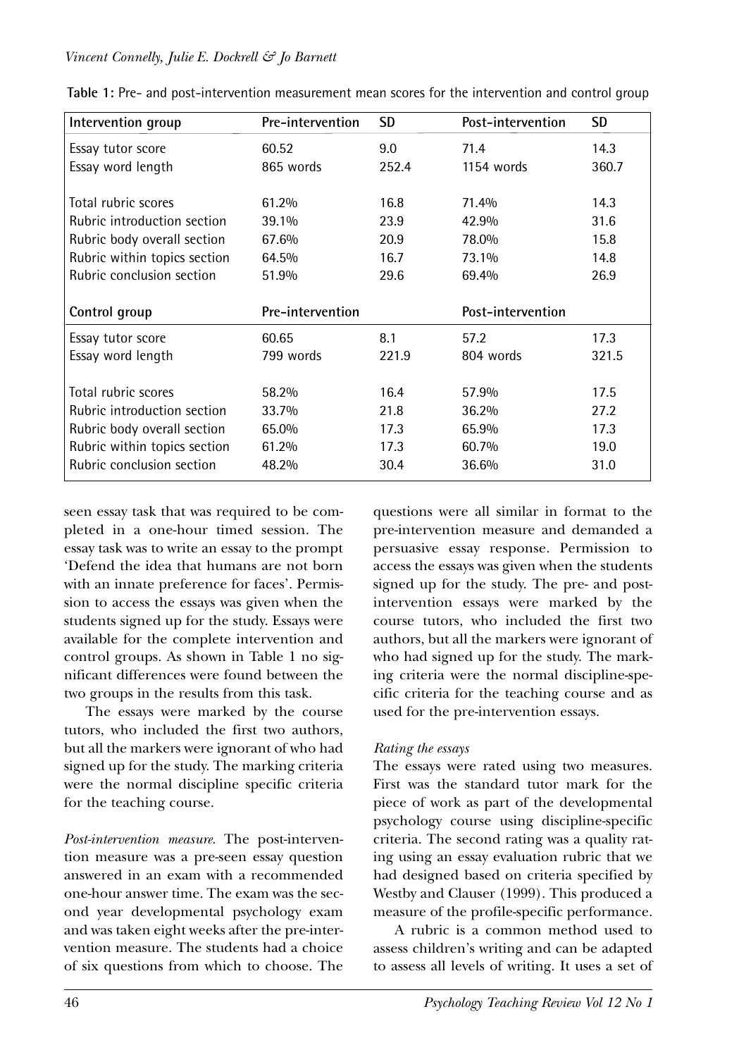**Table 1:** Pre- and post-intervention measurement mean scores for the intervention and control group

| Intervention group | Pre-intervention | SD | Post-intervention | SD |
|---|---|---|---|---|
| Essay tutor score | 60.52 | 9.0 | 71.4 | 14.3 |
| Essay word length | 865 words | 252.4 | 1154 words | 360.7 |
| Total rubric scores | 61.2% | 16.8 | 71.4% | 14.3 |
| Rubric introduction section | 39.1% | 23.9 | 42.9% | 31.6 |
| Rubric body overall section | 67.6% | 20.9 | 78.0% | 15.8 |
| Rubric within topics section | 64.5% | 16.7 | 73.1% | 14.8 |
| Rubric conclusion section | 51.9% | 29.6 | 69.4% | 26.9 |
| **Control group** | **Pre-intervention** | | **Post-intervention** | |
| Essay tutor score | 60.65 | 8.1 | 57.2 | 17.3 |
| Essay word length | 799 words | 221.9 | 804 words | 321.5 |
| Total rubric scores | 58.2% | 16.4 | 57.9% | 17.5 |
| Rubric introduction section | 33.7% | 21.8 | 36.2% | 27.2 |
| Rubric body overall section | 65.0% | 17.3 | 65.9% | 17.3 |
| Rubric within topics section | 61.2% | 17.3 | 60.7% | 19.0 |
| Rubric conclusion section | 48.2% | 30.4 | 36.6% | 31.0 |

seen essay task that was required to be completed in a one-hour timed session. The essay task was to write an essay to the prompt 'Defend the idea that humans are not born with an innate preference for faces'. Permission to access the essays was given when the students signed up for the study. Essays were available for the complete intervention and control groups. As shown in Table 1 no significant differences were found between the two groups in the results from this task.

The essays were marked by the course tutors, who included the first two authors, but all the markers were ignorant of who had signed up for the study. The marking criteria were the normal discipline specific criteria for the teaching course.

*Post-intervention measure.* The post-intervention measure was a pre-seen essay question answered in an exam with a recommended one-hour answer time. The exam was the second year developmental psychology exam and was taken eight weeks after the pre-intervention measure. The students had a choice of six questions from which to choose. The questions were all similar in format to the pre-intervention measure and demanded a persuasive essay response. Permission to access the essays was given when the students signed up for the study. The pre- and post-intervention essays were marked by the course tutors, who included the first two authors, but all the markers were ignorant of who had signed up for the study. The marking criteria were the normal discipline-specific criteria for the teaching course and as used for the pre-intervention essays.

*Rating the essays*

The essays were rated using two measures. First was the standard tutor mark for the piece of work as part of the developmental psychology course using discipline-specific criteria. The second rating was a quality rating using an essay evaluation rubric that we had designed based on criteria specified by Westby and Clauser (1999). This produced a measure of the profile-specific performance.

A rubric is a common method used to assess children's writing and can be adapted to assess all levels of writing. It uses a set of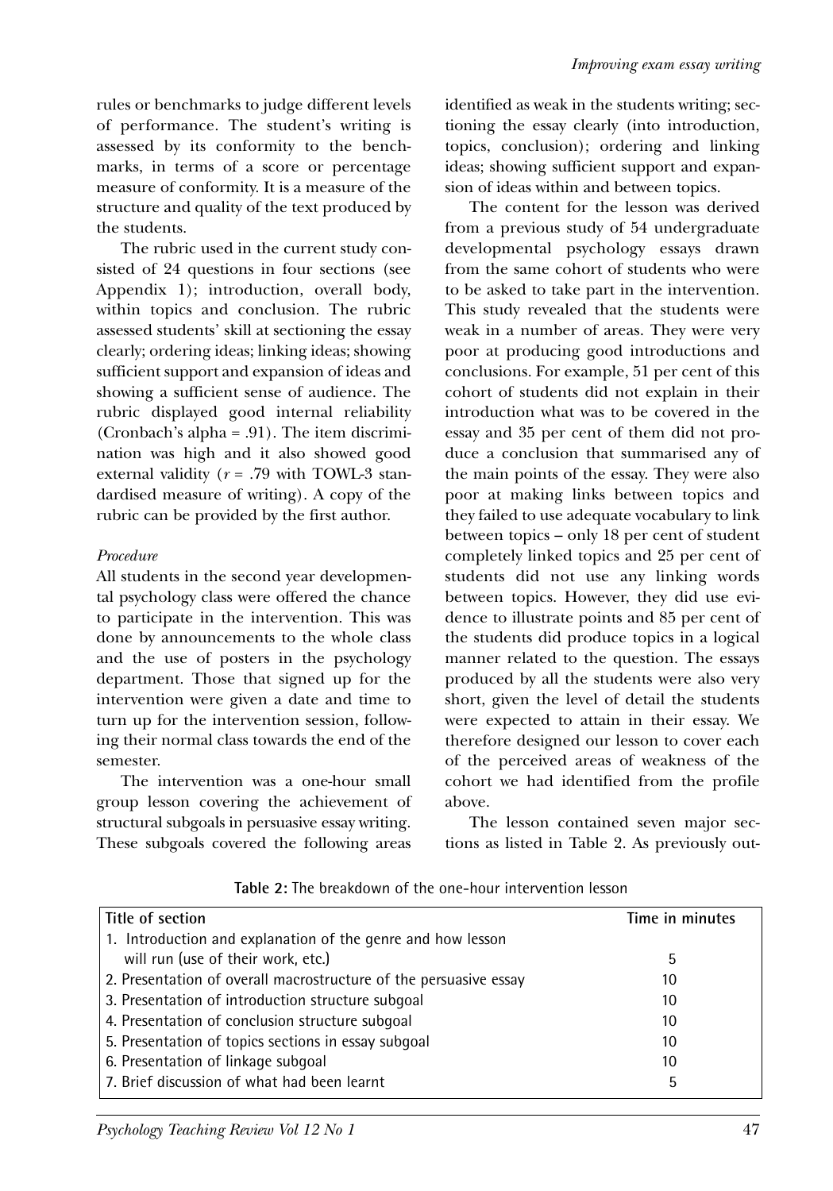rules or benchmarks to judge different levels of performance. The student's writing is assessed by its conformity to the benchmarks, in terms of a score or percentage measure of conformity. It is a measure of the structure and quality of the text produced by the students.

The rubric used in the current study consisted of 24 questions in four sections (see Appendix 1); introduction, overall body, within topics and conclusion. The rubric assessed students' skill at sectioning the essay clearly; ordering ideas; linking ideas; showing sufficient support and expansion of ideas and showing a sufficient sense of audience. The rubric displayed good internal reliability (Cronbach's alpha = .91). The item discrimination was high and it also showed good external validity ($r$ = .79 with TOWL-3 standardised measure of writing). A copy of the rubric can be provided by the first author.

*Procedure*

All students in the second year developmental psychology class were offered the chance to participate in the intervention. This was done by announcements to the whole class and the use of posters in the psychology department. Those that signed up for the intervention were given a date and time to turn up for the intervention session, following their normal class towards the end of the semester.

The intervention was a one-hour small group lesson covering the achievement of structural subgoals in persuasive essay writing. These subgoals covered the following areas identified as weak in the students writing; sectioning the essay clearly (into introduction, topics, conclusion); ordering and linking ideas; showing sufficient support and expansion of ideas within and between topics.

The content for the lesson was derived from a previous study of 54 undergraduate developmental psychology essays drawn from the same cohort of students who were to be asked to take part in the intervention. This study revealed that the students were weak in a number of areas. They were very poor at producing good introductions and conclusions. For example, 51 per cent of this cohort of students did not explain in their introduction what was to be covered in the essay and 35 per cent of them did not produce a conclusion that summarised any of the main points of the essay. They were also poor at making links between topics and they failed to use adequate vocabulary to link between topics – only 18 per cent of student completely linked topics and 25 per cent of students did not use any linking words between topics. However, they did use evidence to illustrate points and 85 per cent of the students did produce topics in a logical manner related to the question. The essays produced by all the students were also very short, given the level of detail the students were expected to attain in their essay. We therefore designed our lesson to cover each of the perceived areas of weakness of the cohort we had identified from the profile above.

The lesson contained seven major sections as listed in Table 2. As previously out-

**Table 2:** The breakdown of the one-hour intervention lesson

| Title of section | Time in minutes |
|---|---|
| 1. Introduction and explanation of the genre and how lesson will run (use of their work, etc.) | 5 |
| 2. Presentation of overall macrostructure of the persuasive essay | 10 |
| 3. Presentation of introduction structure subgoal | 10 |
| 4. Presentation of conclusion structure subgoal | 10 |
| 5. Presentation of topics sections in essay subgoal | 10 |
| 6. Presentation of linkage subgoal | 10 |
| 7. Brief discussion of what had been learnt | 5 |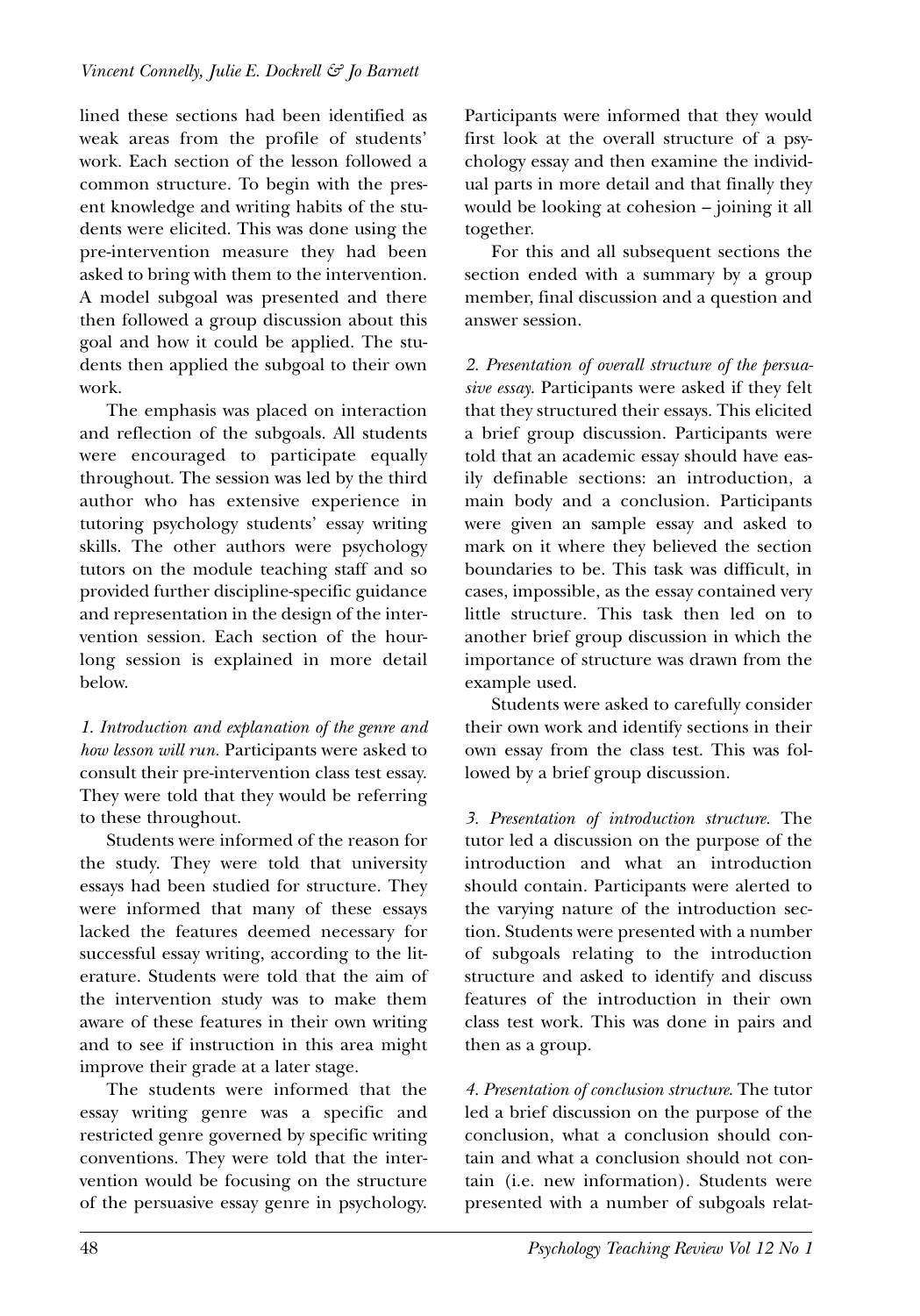lined these sections had been identified as weak areas from the profile of students' work. Each section of the lesson followed a common structure. To begin with the present knowledge and writing habits of the students were elicited. This was done using the pre-intervention measure they had been asked to bring with them to the intervention. A model subgoal was presented and there then followed a group discussion about this goal and how it could be applied. The students then applied the subgoal to their own work.

The emphasis was placed on interaction and reflection of the subgoals. All students were encouraged to participate equally throughout. The session was led by the third author who has extensive experience in tutoring psychology students' essay writing skills. The other authors were psychology tutors on the module teaching staff and so provided further discipline-specific guidance and representation in the design of the intervention session. Each section of the hour-long session is explained in more detail below.

*1. Introduction and explanation of the genre and how lesson will run.* Participants were asked to consult their pre-intervention class test essay. They were told that they would be referring to these throughout.

Students were informed of the reason for the study. They were told that university essays had been studied for structure. They were informed that many of these essays lacked the features deemed necessary for successful essay writing, according to the literature. Students were told that the aim of the intervention study was to make them aware of these features in their own writing and to see if instruction in this area might improve their grade at a later stage.

The students were informed that the essay writing genre was a specific and restricted genre governed by specific writing conventions. They were told that the intervention would be focusing on the structure of the persuasive essay genre in psychology. Participants were informed that they would first look at the overall structure of a psychology essay and then examine the individual parts in more detail and that finally they would be looking at cohesion – joining it all together.

For this and all subsequent sections the section ended with a summary by a group member, final discussion and a question and answer session.

*2. Presentation of overall structure of the persuasive essay.* Participants were asked if they felt that they structured their essays. This elicited a brief group discussion. Participants were told that an academic essay should have easily definable sections: an introduction, a main body and a conclusion. Participants were given an sample essay and asked to mark on it where they believed the section boundaries to be. This task was difficult, in cases, impossible, as the essay contained very little structure. This task then led on to another brief group discussion in which the importance of structure was drawn from the example used.

Students were asked to carefully consider their own work and identify sections in their own essay from the class test. This was followed by a brief group discussion.

*3. Presentation of introduction structure.* The tutor led a discussion on the purpose of the introduction and what an introduction should contain. Participants were alerted to the varying nature of the introduction section. Students were presented with a number of subgoals relating to the introduction structure and asked to identify and discuss features of the introduction in their own class test work. This was done in pairs and then as a group.

*4. Presentation of conclusion structure.* The tutor led a brief discussion on the purpose of the conclusion, what a conclusion should contain and what a conclusion should not contain (i.e. new information). Students were presented with a number of subgoals relat-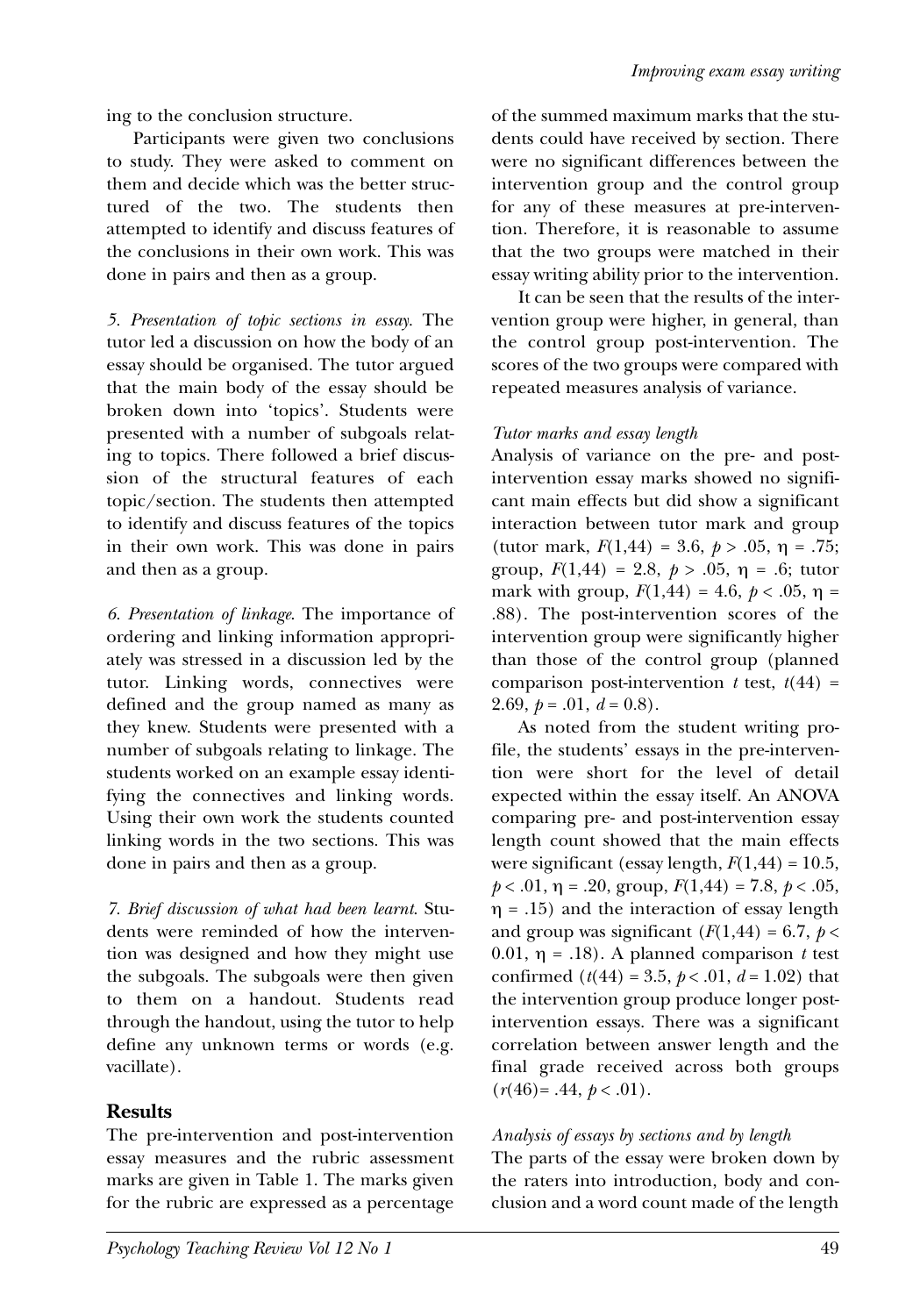ing to the conclusion structure.

Participants were given two conclusions to study. They were asked to comment on them and decide which was the better structured of the two. The students then attempted to identify and discuss features of the conclusions in their own work. This was done in pairs and then as a group.

*5. Presentation of topic sections in essay.* The tutor led a discussion on how the body of an essay should be organised. The tutor argued that the main body of the essay should be broken down into 'topics'. Students were presented with a number of subgoals relating to topics. There followed a brief discussion of the structural features of each topic/section. The students then attempted to identify and discuss features of the topics in their own work. This was done in pairs and then as a group.

*6. Presentation of linkage.* The importance of ordering and linking information appropriately was stressed in a discussion led by the tutor. Linking words, connectives were defined and the group named as many as they knew. Students were presented with a number of subgoals relating to linkage. The students worked on an example essay identifying the connectives and linking words. Using their own work the students counted linking words in the two sections. This was done in pairs and then as a group.

*7. Brief discussion of what had been learnt.* Students were reminded of how the intervention was designed and how they might use the subgoals. The subgoals were then given to them on a handout. Students read through the handout, using the tutor to help define any unknown terms or words (e.g. vacillate).

## Results

The pre-intervention and post-intervention essay measures and the rubric assessment marks are given in Table 1. The marks given for the rubric are expressed as a percentage of the summed maximum marks that the students could have received by section. There were no significant differences between the intervention group and the control group for any of these measures at pre-intervention. Therefore, it is reasonable to assume that the two groups were matched in their essay writing ability prior to the intervention.

It can be seen that the results of the intervention group were higher, in general, than the control group post-intervention. The scores of the two groups were compared with repeated measures analysis of variance.

### *Tutor marks and essay length*

Analysis of variance on the pre- and post-intervention essay marks showed no significant main effects but did show a significant interaction between tutor mark and group (tutor mark, $F(1,44) = 3.6$, $p > .05$, $\eta = .75$; group, $F(1,44) = 2.8$, $p > .05$, $\eta = .6$; tutor mark with group, $F(1,44) = 4.6$, $p < .05$, $\eta = .88$). The post-intervention scores of the intervention group were significantly higher than those of the control group (planned comparison post-intervention $t$ test, $t(44) = 2.69$, $p = .01$, $d = 0.8$).

As noted from the student writing profile, the students' essays in the pre-intervention were short for the level of detail expected within the essay itself. An ANOVA comparing pre- and post-intervention essay length count showed that the main effects were significant (essay length, $F(1,44) = 10.5$, $p < .01$, $\eta = .20$, group, $F(1,44) = 7.8$, $p < .05$, $\eta = .15$) and the interaction of essay length and group was significant ($F(1,44) = 6.7$, $p < 0.01$, $\eta = .18$). A planned comparison $t$ test confirmed ($t(44) = 3.5$, $p < .01$, $d = 1.02$) that the intervention group produce longer post-intervention essays. There was a significant correlation between answer length and the final grade received across both groups ($r(46) = .44$, $p < .01$).

### *Analysis of essays by sections and by length*

The parts of the essay were broken down by the raters into introduction, body and conclusion and a word count made of the length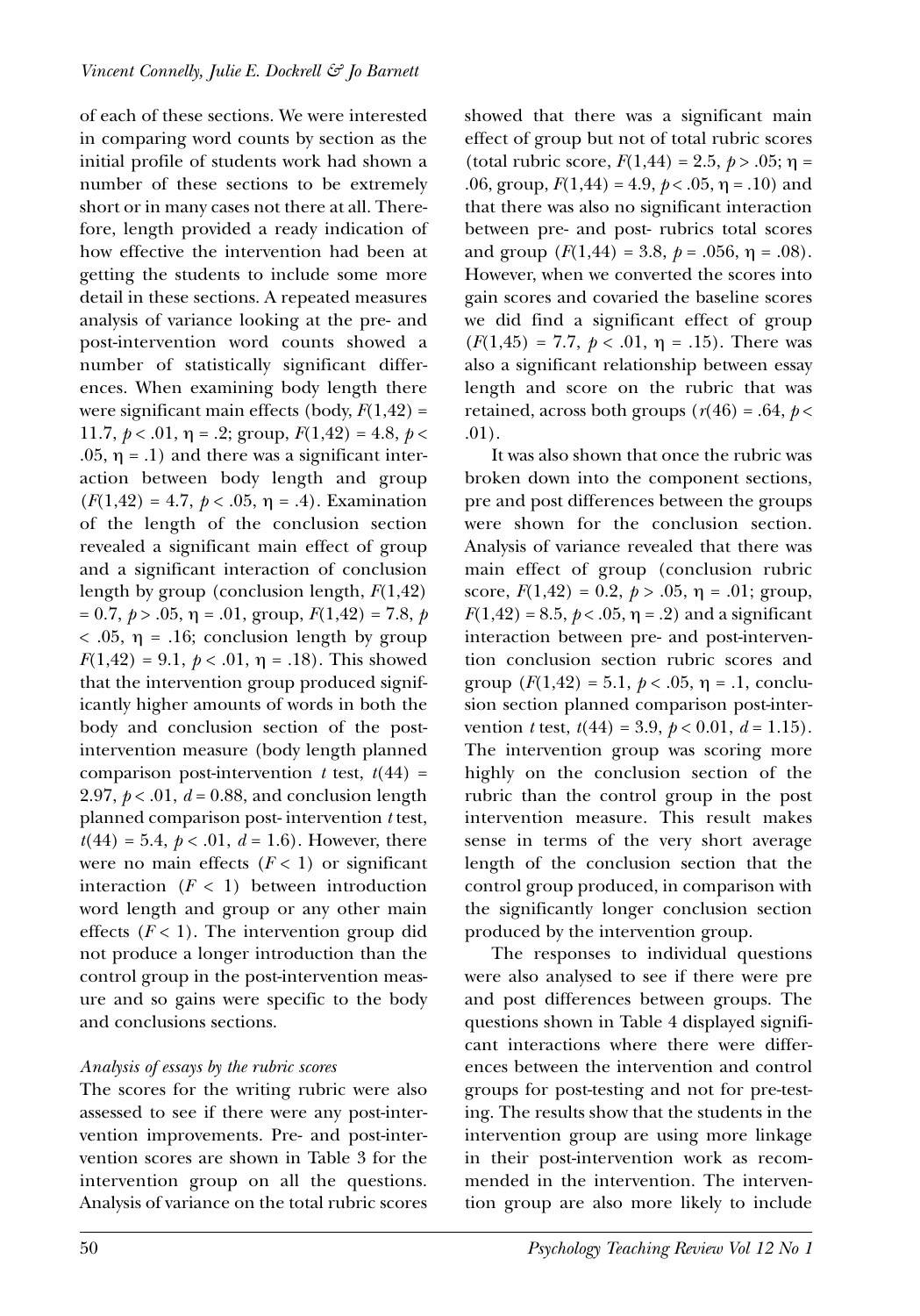of each of these sections. We were interested in comparing word counts by section as the initial profile of students work had shown a number of these sections to be extremely short or in many cases not there at all. Therefore, length provided a ready indication of how effective the intervention had been at getting the students to include some more detail in these sections. A repeated measures analysis of variance looking at the pre- and post-intervention word counts showed a number of statistically significant differences. When examining body length there were significant main effects (body, $F(1,42) = 11.7$, $p < .01$, $\eta = .2$; group, $F(1,42) = 4.8$, $p < .05$, $\eta = .1$) and there was a significant interaction between body length and group ($F(1,42) = 4.7$, $p < .05$, $\eta = .4$). Examination of the length of the conclusion section revealed a significant main effect of group and a significant interaction of conclusion length by group (conclusion length, $F(1,42) = 0.7$, $p > .05$, $\eta = .01$, group, $F(1,42) = 7.8$, $p < .05$, $\eta = .16$; conclusion length by group $F(1,42) = 9.1$, $p < .01$, $\eta = .18$). This showed that the intervention group produced significantly higher amounts of words in both the body and conclusion section of the post-intervention measure (body length planned comparison post-intervention $t$ test, $t(44) = 2.97$, $p < .01$, $d = 0.88$, and conclusion length planned comparison post- intervention $t$ test, $t(44) = 5.4$, $p < .01$, $d = 1.6$). However, there were no main effects ($F < 1$) or significant interaction ($F < 1$) between introduction word length and group or any other main effects ($F < 1$). The intervention group did not produce a longer introduction than the control group in the post-intervention measure and so gains were specific to the body and conclusions sections.

### *Analysis of essays by the rubric scores*

The scores for the writing rubric were also assessed to see if there were any post-intervention improvements. Pre- and post-intervention scores are shown in Table 3 for the intervention group on all the questions. Analysis of variance on the total rubric scores showed that there was a significant main effect of group but not of total rubric scores (total rubric score, $F(1,44) = 2.5$, $p > .05$; $\eta = .06$, group, $F(1,44) = 4.9$, $p < .05$, $\eta = .10$) and that there was also no significant interaction between pre- and post- rubrics total scores and group ($F(1,44) = 3.8$, $p = .056$, $\eta = .08$). However, when we converted the scores into gain scores and covaried the baseline scores we did find a significant effect of group ($F(1,45) = 7.7$, $p < .01$, $\eta = .15$). There was also a significant relationship between essay length and score on the rubric that was retained, across both groups ($r(46) = .64$, $p < .01$).

It was also shown that once the rubric was broken down into the component sections, pre and post differences between the groups were shown for the conclusion section. Analysis of variance revealed that there was main effect of group (conclusion rubric score, $F(1,42) = 0.2$, $p > .05$, $\eta = .01$; group, $F(1,42) = 8.5$, $p < .05$, $\eta = .2$) and a significant interaction between pre- and post-intervention conclusion section rubric scores and group ($F(1,42) = 5.1$, $p < .05$, $\eta = .1$, conclusion section planned comparison post-intervention $t$ test, $t(44) = 3.9$, $p < 0.01$, $d = 1.15$). The intervention group was scoring more highly on the conclusion section of the rubric than the control group in the post intervention measure. This result makes sense in terms of the very short average length of the conclusion section that the control group produced, in comparison with the significantly longer conclusion section produced by the intervention group.

The responses to individual questions were also analysed to see if there were pre and post differences between groups. The questions shown in Table 4 displayed significant interactions where there were differences between the intervention and control groups for post-testing and not for pre-testing. The results show that the students in the intervention group are using more linkage in their post-intervention work as recommended in the intervention. The intervention group are also more likely to include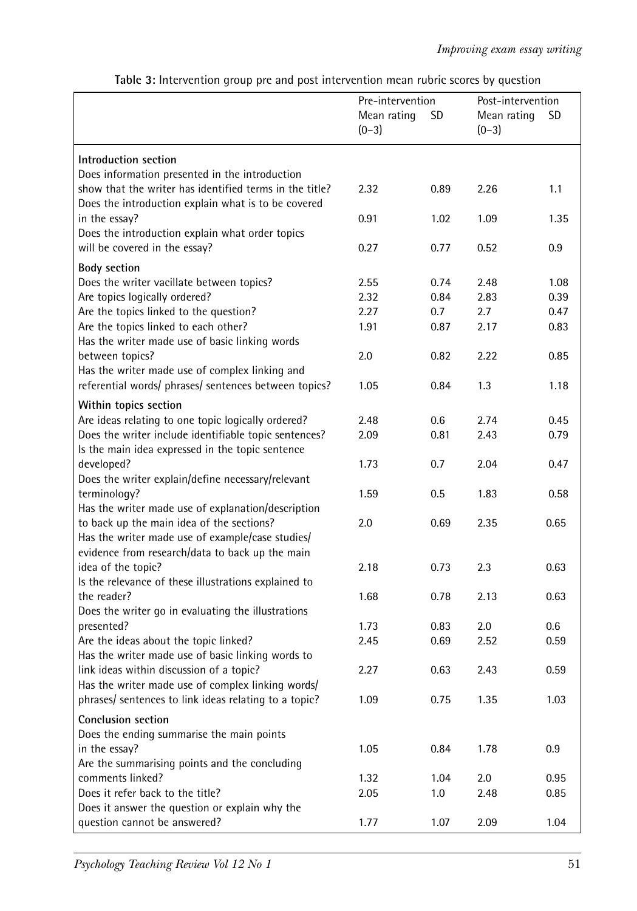**Table 3:** Intervention group pre and post intervention mean rubric scores by question

| | Pre-intervention | | Post-intervention | |
|---|---|---|---|---|
| | Mean rating (0–3) | SD | Mean rating (0–3) | SD |
| **Introduction section** | | | | |
| Does information presented in the introduction show that the writer has identified terms in the title? | 2.32 | 0.89 | 2.26 | 1.1 |
| Does the introduction explain what is to be covered in the essay? | 0.91 | 1.02 | 1.09 | 1.35 |
| Does the introduction explain what order topics will be covered in the essay? | 0.27 | 0.77 | 0.52 | 0.9 |
| **Body section** | | | | |
| Does the writer vacillate between topics? | 2.55 | 0.74 | 2.48 | 1.08 |
| Are topics logically ordered? | 2.32 | 0.84 | 2.83 | 0.39 |
| Are the topics linked to the question? | 2.27 | 0.7 | 2.7 | 0.47 |
| Are the topics linked to each other? | 1.91 | 0.87 | 2.17 | 0.83 |
| Has the writer made use of basic linking words between topics? | 2.0 | 0.82 | 2.22 | 0.85 |
| Has the writer made use of complex linking and referential words/ phrases/ sentences between topics? | 1.05 | 0.84 | 1.3 | 1.18 |
| **Within topics section** | | | | |
| Are ideas relating to one topic logically ordered? | 2.48 | 0.6 | 2.74 | 0.45 |
| Does the writer include identifiable topic sentences? | 2.09 | 0.81 | 2.43 | 0.79 |
| Is the main idea expressed in the topic sentence developed? | 1.73 | 0.7 | 2.04 | 0.47 |
| Does the writer explain/define necessary/relevant terminology? | 1.59 | 0.5 | 1.83 | 0.58 |
| Has the writer made use of explanation/description to back up the main idea of the sections? | 2.0 | 0.69 | 2.35 | 0.65 |
| Has the writer made use of example/case studies/ evidence from research/data to back up the main idea of the topic? | 2.18 | 0.73 | 2.3 | 0.63 |
| Is the relevance of these illustrations explained to the reader? | 1.68 | 0.78 | 2.13 | 0.63 |
| Does the writer go in evaluating the illustrations presented? | 1.73 | 0.83 | 2.0 | 0.6 |
| Are the ideas about the topic linked? | 2.45 | 0.69 | 2.52 | 0.59 |
| Has the writer made use of basic linking words to link ideas within discussion of a topic? | 2.27 | 0.63 | 2.43 | 0.59 |
| Has the writer made use of complex linking words/ phrases/ sentences to link ideas relating to a topic? | 1.09 | 0.75 | 1.35 | 1.03 |
| **Conclusion section** | | | | |
| Does the ending summarise the main points in the essay? | 1.05 | 0.84 | 1.78 | 0.9 |
| Are the summarising points and the concluding comments linked? | 1.32 | 1.04 | 2.0 | 0.95 |
| Does it refer back to the title? | 2.05 | 1.0 | 2.48 | 0.85 |
| Does it answer the question or explain why the question cannot be answered? | 1.77 | 1.07 | 2.09 | 1.04 |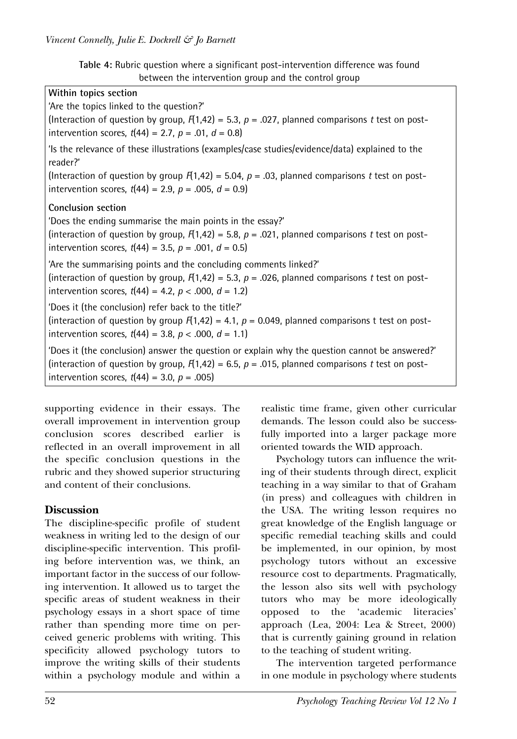**Table 4:** Rubric question where a significant post-intervention difference was found between the intervention group and the control group

**Within topics section**

'Are the topics linked to the question?'
(Interaction of question by group, $F(1,42) = 5.3$, $p = .027$, planned comparisons $t$ test on post-intervention scores, $t(44) = 2.7$, $p = .01$, $d = 0.8$)

'Is the relevance of these illustrations (examples/case studies/evidence/data) explained to the reader?'
(Interaction of question by group $F(1,42) = 5.04$, $p = .03$, planned comparisons $t$ test on post-intervention scores, $t(44) = 2.9$, $p = .005$, $d = 0.9$)

**Conclusion section**

'Does the ending summarise the main points in the essay?'
(interaction of question by group, $F(1,42) = 5.8$, $p = .021$, planned comparisons $t$ test on post-intervention scores, $t(44) = 3.5$, $p = .001$, $d = 0.5$)

'Are the summarising points and the concluding comments linked?'
(interaction of question by group, $F(1,42) = 5.3$, $p = .026$, planned comparisons $t$ test on post-intervention scores, $t(44) = 4.2$, $p < .000$, $d = 1.2$)

'Does it (the conclusion) refer back to the title?'
(interaction of question by group $F(1,42) = 4.1$, $p = 0.049$, planned comparisons t test on post-intervention scores, $t(44) = 3.8$, $p < .000$, $d = 1.1$)

'Does it (the conclusion) answer the question or explain why the question cannot be answered?'
(interaction of question by group, $F(1,42) = 6.5$, $p = .015$, planned comparisons $t$ test on post-intervention scores, $t(44) = 3.0$, $p = .005$)

supporting evidence in their essays. The overall improvement in intervention group conclusion scores described earlier is reflected in an overall improvement in all the specific conclusion questions in the rubric and they showed superior structuring and content of their conclusions.

## Discussion

The discipline-specific profile of student weakness in writing led to the design of our discipline-specific intervention. This profiling before intervention was, we think, an important factor in the success of our following intervention. It allowed us to target the specific areas of student weakness in their psychology essays in a short space of time rather than spending more time on perceived generic problems with writing. This specificity allowed psychology tutors to improve the writing skills of their students within a psychology module and within a realistic time frame, given other curricular demands. The lesson could also be successfully imported into a larger package more oriented towards the WID approach.

Psychology tutors can influence the writing of their students through direct, explicit teaching in a way similar to that of Graham (in press) and colleagues with children in the USA. The writing lesson requires no great knowledge of the English language or specific remedial teaching skills and could be implemented, in our opinion, by most psychology tutors without an excessive resource cost to departments. Pragmatically, the lesson also sits well with psychology tutors who may be more ideologically opposed to the 'academic literacies' approach (Lea, 2004: Lea & Street, 2000) that is currently gaining ground in relation to the teaching of student writing.

The intervention targeted performance in one module in psychology where students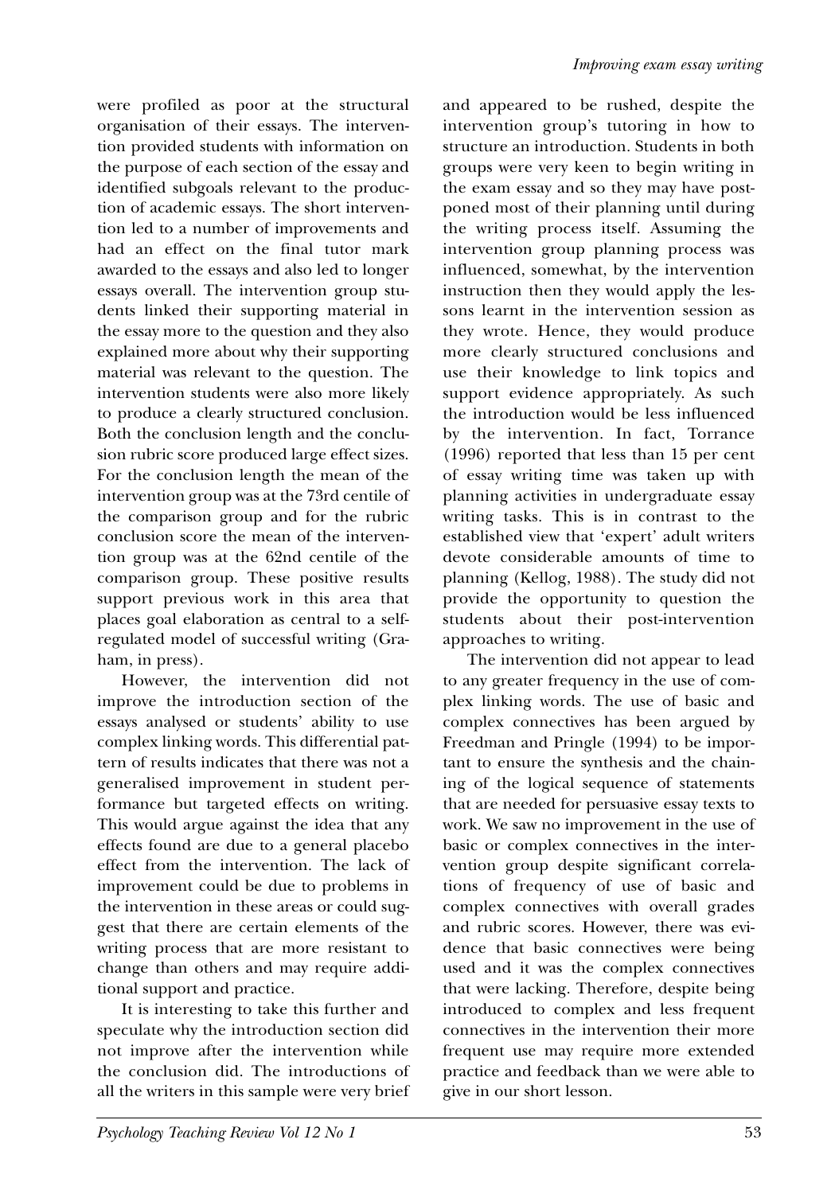were profiled as poor at the structural organisation of their essays. The intervention provided students with information on the purpose of each section of the essay and identified subgoals relevant to the production of academic essays. The short intervention led to a number of improvements and had an effect on the final tutor mark awarded to the essays and also led to longer essays overall. The intervention group students linked their supporting material in the essay more to the question and they also explained more about why their supporting material was relevant to the question. The intervention students were also more likely to produce a clearly structured conclusion. Both the conclusion length and the conclusion rubric score produced large effect sizes. For the conclusion length the mean of the intervention group was at the 73rd centile of the comparison group and for the rubric conclusion score the mean of the intervention group was at the 62nd centile of the comparison group. These positive results support previous work in this area that places goal elaboration as central to a self-regulated model of successful writing (Graham, in press).

However, the intervention did not improve the introduction section of the essays analysed or students' ability to use complex linking words. This differential pattern of results indicates that there was not a generalised improvement in student performance but targeted effects on writing. This would argue against the idea that any effects found are due to a general placebo effect from the intervention. The lack of improvement could be due to problems in the intervention in these areas or could suggest that there are certain elements of the writing process that are more resistant to change than others and may require additional support and practice.

It is interesting to take this further and speculate why the introduction section did not improve after the intervention while the conclusion did. The introductions of all the writers in this sample were very brief and appeared to be rushed, despite the intervention group's tutoring in how to structure an introduction. Students in both groups were very keen to begin writing in the exam essay and so they may have postponed most of their planning until during the writing process itself. Assuming the intervention group planning process was influenced, somewhat, by the intervention instruction then they would apply the lessons learnt in the intervention session as they wrote. Hence, they would produce more clearly structured conclusions and use their knowledge to link topics and support evidence appropriately. As such the introduction would be less influenced by the intervention. In fact, Torrance (1996) reported that less than 15 per cent of essay writing time was taken up with planning activities in undergraduate essay writing tasks. This is in contrast to the established view that 'expert' adult writers devote considerable amounts of time to planning (Kellog, 1988). The study did not provide the opportunity to question the students about their post-intervention approaches to writing.

The intervention did not appear to lead to any greater frequency in the use of complex linking words. The use of basic and complex connectives has been argued by Freedman and Pringle (1994) to be important to ensure the synthesis and the chaining of the logical sequence of statements that are needed for persuasive essay texts to work. We saw no improvement in the use of basic or complex connectives in the intervention group despite significant correlations of frequency of use of basic and complex connectives with overall grades and rubric scores. However, there was evidence that basic connectives were being used and it was the complex connectives that were lacking. Therefore, despite being introduced to complex and less frequent connectives in the intervention their more frequent use may require more extended practice and feedback than we were able to give in our short lesson.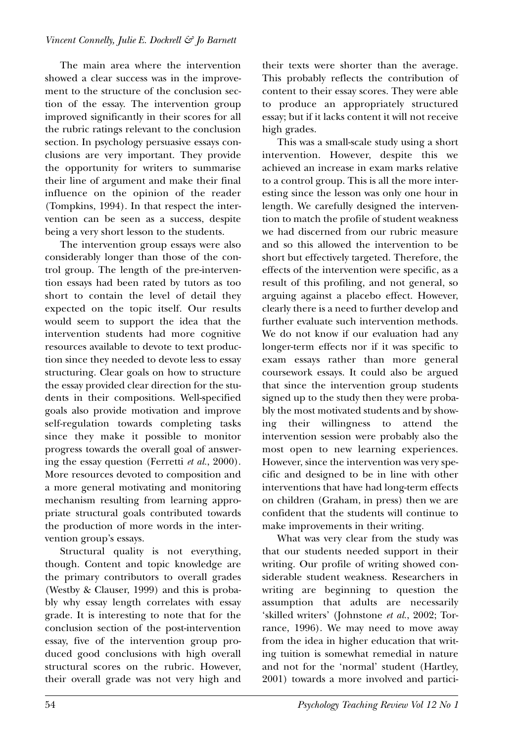The main area where the intervention showed a clear success was in the improvement to the structure of the conclusion section of the essay. The intervention group improved significantly in their scores for all the rubric ratings relevant to the conclusion section. In psychology persuasive essays conclusions are very important. They provide the opportunity for writers to summarise their line of argument and make their final influence on the opinion of the reader (Tompkins, 1994). In that respect the intervention can be seen as a success, despite being a very short lesson to the students.

The intervention group essays were also considerably longer than those of the control group. The length of the pre-intervention essays had been rated by tutors as too short to contain the level of detail they expected on the topic itself. Our results would seem to support the idea that the intervention students had more cognitive resources available to devote to text production since they needed to devote less to essay structuring. Clear goals on how to structure the essay provided clear direction for the students in their compositions. Well-specified goals also provide motivation and improve self-regulation towards completing tasks since they make it possible to monitor progress towards the overall goal of answering the essay question (Ferretti *et al.*, 2000). More resources devoted to composition and a more general motivating and monitoring mechanism resulting from learning appropriate structural goals contributed towards the production of more words in the intervention group's essays.

Structural quality is not everything, though. Content and topic knowledge are the primary contributors to overall grades (Westby & Clauser, 1999) and this is probably why essay length correlates with essay grade. It is interesting to note that for the conclusion section of the post-intervention essay, five of the intervention group produced good conclusions with high overall structural scores on the rubric. However, their overall grade was not very high and their texts were shorter than the average. This probably reflects the contribution of content to their essay scores. They were able to produce an appropriately structured essay; but if it lacks content it will not receive high grades.

This was a small-scale study using a short intervention. However, despite this we achieved an increase in exam marks relative to a control group. This is all the more interesting since the lesson was only one hour in length. We carefully designed the intervention to match the profile of student weakness we had discerned from our rubric measure and so this allowed the intervention to be short but effectively targeted. Therefore, the effects of the intervention were specific, as a result of this profiling, and not general, so arguing against a placebo effect. However, clearly there is a need to further develop and further evaluate such intervention methods. We do not know if our evaluation had any longer-term effects nor if it was specific to exam essays rather than more general coursework essays. It could also be argued that since the intervention group students signed up to the study then they were probably the most motivated students and by showing their willingness to attend the intervention session were probably also the most open to new learning experiences. However, since the intervention was very specific and designed to be in line with other interventions that have had long-term effects on children (Graham, in press) then we are confident that the students will continue to make improvements in their writing.

What was very clear from the study was that our students needed support in their writing. Our profile of writing showed considerable student weakness. Researchers in writing are beginning to question the assumption that adults are necessarily 'skilled writers' (Johnstone *et al.*, 2002; Torrance, 1996). We may need to move away from the idea in higher education that writing tuition is somewhat remedial in nature and not for the 'normal' student (Hartley, 2001) towards a more involved and partici-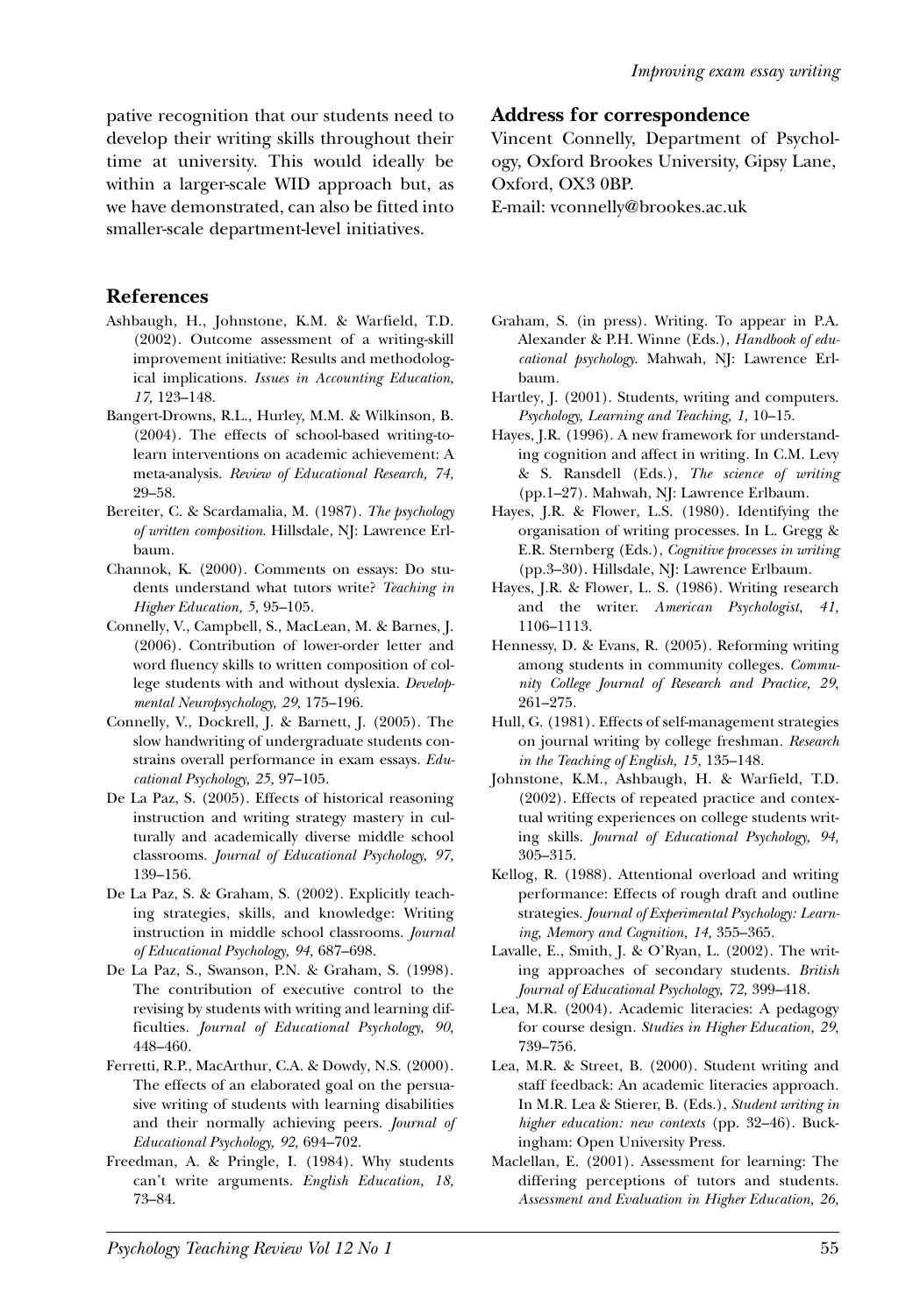pative recognition that our students need to develop their writing skills throughout their time at university. This would ideally be within a larger-scale WID approach but, as we have demonstrated, can also be fitted into smaller-scale department-level initiatives.

## Address for correspondence

Vincent Connelly, Department of Psychology, Oxford Brookes University, Gipsy Lane, Oxford, OX3 0BP.
E-mail: vconnelly@brookes.ac.uk

## References

Ashbaugh, H., Johnstone, K.M. & Warfield, T.D. (2002). Outcome assessment of a writing-skill improvement initiative: Results and methodological implications. *Issues in Accounting Education, 17,* 123–148.

Bangert-Drowns, R.L., Hurley, M.M. & Wilkinson, B. (2004). The effects of school-based writing-to-learn interventions on academic achievement: A meta-analysis. *Review of Educational Research, 74,* 29–58.

Bereiter, C. & Scardamalia, M. (1987). *The psychology of written composition.* Hillsdale, NJ: Lawrence Erlbaum.

Channok, K. (2000). Comments on essays: Do students understand what tutors write? *Teaching in Higher Education, 5,* 95–105.

Connelly, V., Campbell, S., MacLean, M. & Barnes, J. (2006). Contribution of lower-order letter and word fluency skills to written composition of college students with and without dyslexia. *Developmental Neuropsychology, 29,* 175–196.

Connelly, V., Dockrell, J. & Barnett, J. (2005). The slow handwriting of undergraduate students constrains overall performance in exam essays. *Educational Psychology, 25,* 97–105.

De La Paz, S. (2005). Effects of historical reasoning instruction and writing strategy mastery in culturally and academically diverse middle school classrooms. *Journal of Educational Psychology, 97,* 139–156.

De La Paz, S. & Graham, S. (2002). Explicitly teaching strategies, skills, and knowledge: Writing instruction in middle school classrooms. *Journal of Educational Psychology, 94,* 687–698.

De La Paz, S., Swanson, P.N. & Graham, S. (1998). The contribution of executive control to the revising by students with writing and learning difficulties. *Journal of Educational Psychology, 90,* 448–460.

Ferretti, R.P., MacArthur, C.A. & Dowdy, N.S. (2000). The effects of an elaborated goal on the persuasive writing of students with learning disabilities and their normally achieving peers. *Journal of Educational Psychology, 92,* 694–702.

Freedman, A. & Pringle, I. (1984). Why students can't write arguments. *English Education, 18,* 73–84.

Graham, S. (in press). Writing. To appear in P.A. Alexander & P.H. Winne (Eds.), *Handbook of educational psychology.* Mahwah, NJ: Lawrence Erlbaum.

Hartley, J. (2001). Students, writing and computers. *Psychology, Learning and Teaching, 1,* 10–15.

Hayes, J.R. (1996). A new framework for understanding cognition and affect in writing. In C.M. Levy & S. Ransdell (Eds.), *The science of writing* (pp.1–27). Mahwah, NJ: Lawrence Erlbaum.

Hayes, J.R. & Flower, L.S. (1980). Identifying the organisation of writing processes. In L. Gregg & E.R. Sternberg (Eds.), *Cognitive processes in writing* (pp.3–30). Hillsdale, NJ: Lawrence Erlbaum.

Hayes, J.R. & Flower, L. S. (1986). Writing research and the writer. *American Psychologist, 41,* 1106–1113.

Hennessy, D. & Evans, R. (2005). Reforming writing among students in community colleges. *Community College Journal of Research and Practice, 29,* 261–275.

Hull, G. (1981). Effects of self-management strategies on journal writing by college freshman. *Research in the Teaching of English, 15,* 135–148.

Johnstone, K.M., Ashbaugh, H. & Warfield, T.D. (2002). Effects of repeated practice and contextual writing experiences on college students writing skills. *Journal of Educational Psychology, 94,* 305–315.

Kellog, R. (1988). Attentional overload and writing performance: Effects of rough draft and outline strategies. *Journal of Experimental Psychology: Learning, Memory and Cognition, 14,* 355–365.

Lavalle, E., Smith, J. & O'Ryan, L. (2002). The writing approaches of secondary students. *British Journal of Educational Psychology, 72,* 399–418.

Lea, M.R. (2004). Academic literacies: A pedagogy for course design. *Studies in Higher Education, 29,* 739–756.

Lea, M.R. & Street, B. (2000). Student writing and staff feedback: An academic literacies approach. In M.R. Lea & Stierer, B. (Eds.), *Student writing in higher education: new contexts* (pp. 32–46). Buckingham: Open University Press.

Maclellan, E. (2001). Assessment for learning: The differing perceptions of tutors and students. *Assessment and Evaluation in Higher Education, 26,*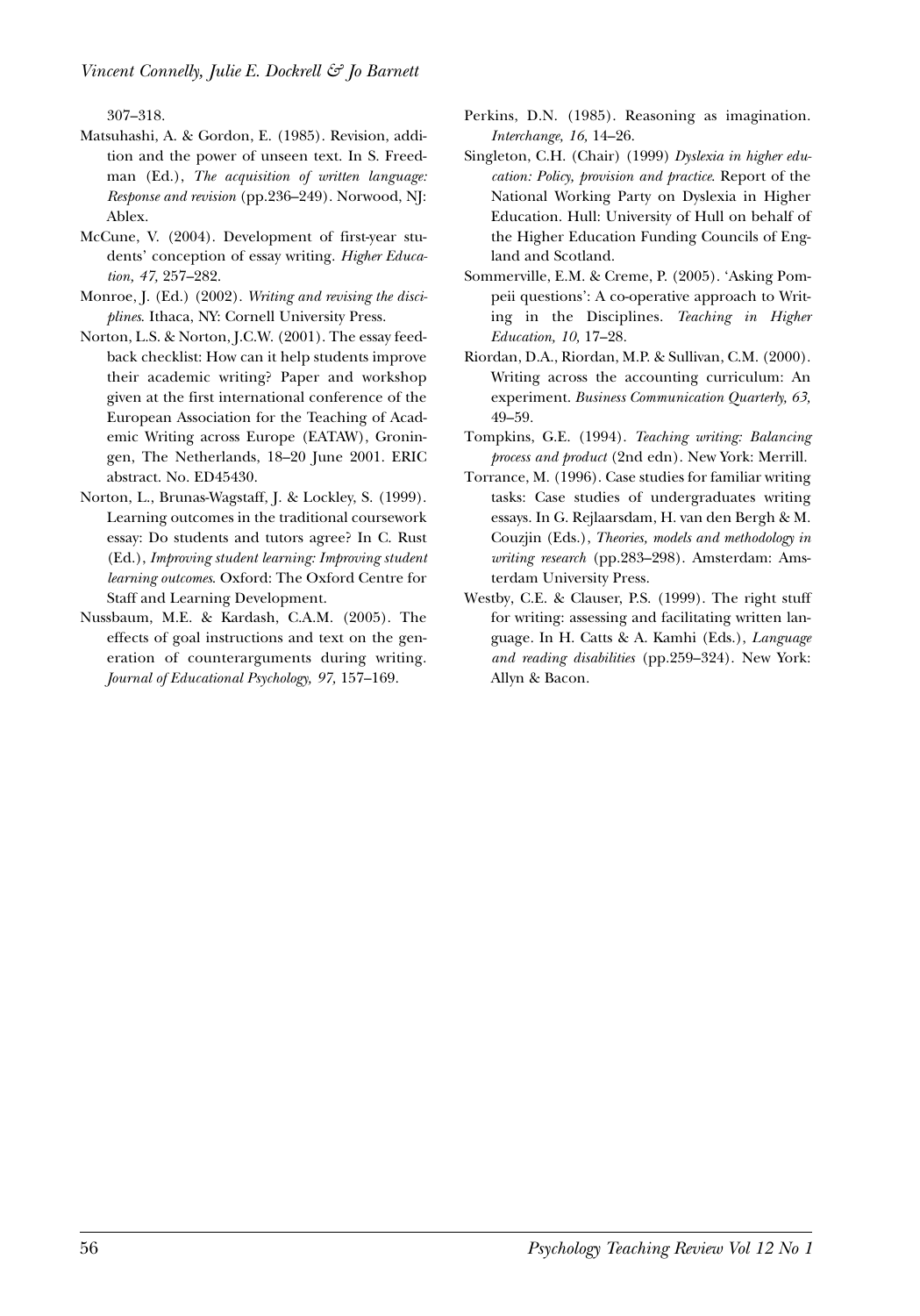307–318.

Matsuhashi, A. & Gordon, E. (1985). Revision, addition and the power of unseen text. In S. Freedman (Ed.), *The acquisition of written language: Response and revision* (pp.236–249). Norwood, NJ: Ablex.

McCune, V. (2004). Development of first-year students' conception of essay writing. *Higher Education, 47,* 257–282.

Monroe, J. (Ed.) (2002). *Writing and revising the disciplines*. Ithaca, NY: Cornell University Press.

Norton, L.S. & Norton, J.C.W. (2001). The essay feedback checklist: How can it help students improve their academic writing? Paper and workshop given at the first international conference of the European Association for the Teaching of Academic Writing across Europe (EATAW), Groningen, The Netherlands, 18–20 June 2001. ERIC abstract. No. ED45430.

Norton, L., Brunas-Wagstaff, J. & Lockley, S. (1999). Learning outcomes in the traditional coursework essay: Do students and tutors agree? In C. Rust (Ed.), *Improving student learning: Improving student learning outcomes*. Oxford: The Oxford Centre for Staff and Learning Development.

Nussbaum, M.E. & Kardash, C.A.M. (2005). The effects of goal instructions and text on the generation of counterarguments during writing. *Journal of Educational Psychology, 97,* 157–169.

Perkins, D.N. (1985). Reasoning as imagination. *Interchange, 16,* 14–26.

Singleton, C.H. (Chair) (1999) *Dyslexia in higher education: Policy, provision and practice*. Report of the National Working Party on Dyslexia in Higher Education. Hull: University of Hull on behalf of the Higher Education Funding Councils of England and Scotland.

Sommerville, E.M. & Creme, P. (2005). 'Asking Pompeii questions': A co-operative approach to Writing in the Disciplines. *Teaching in Higher Education, 10,* 17–28.

Riordan, D.A., Riordan, M.P. & Sullivan, C.M. (2000). Writing across the accounting curriculum: An experiment. *Business Communication Quarterly, 63,* 49–59.

Tompkins, G.E. (1994). *Teaching writing: Balancing process and product* (2nd edn). New York: Merrill.

Torrance, M. (1996). Case studies for familiar writing tasks: Case studies of undergraduates writing essays. In G. Rejlaarsdam, H. van den Bergh & M. Couzjin (Eds.), *Theories, models and methodology in writing research* (pp.283–298). Amsterdam: Amsterdam University Press.

Westby, C.E. & Clauser, P.S. (1999). The right stuff for writing: assessing and facilitating written language. In H. Catts & A. Kamhi (Eds.), *Language and reading disabilities* (pp.259–324). New York: Allyn & Bacon.